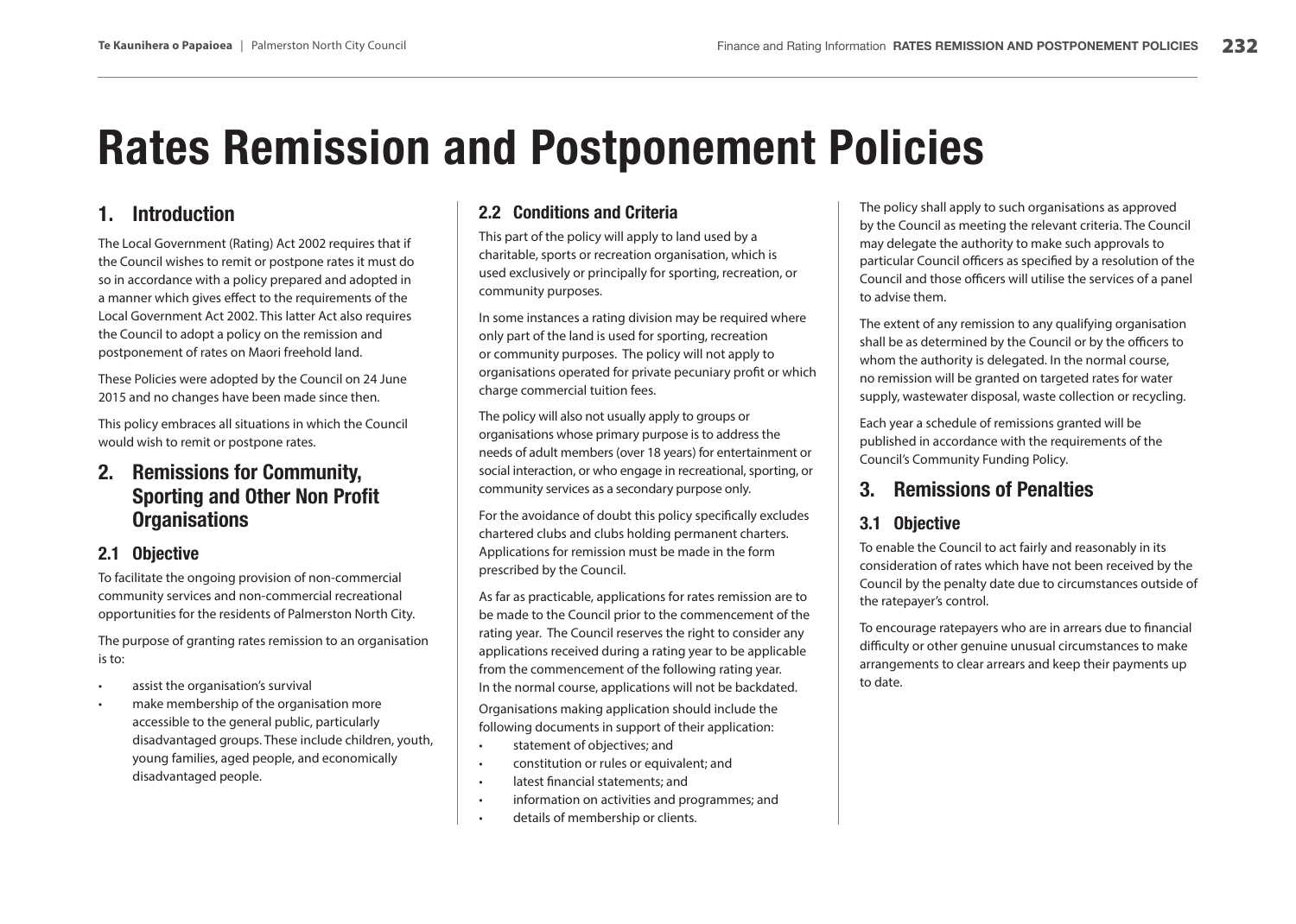# Rates Remission and Postponement Policies

## 1. Introduction

The Local Government (Rating) Act 2002 requires that if the Council wishes to remit or postpone rates it must do so in accordance with a policy prepared and adopted in a manner which gives effect to the requirements of the Local Government Act 2002. This latter Act also requires the Council to adopt a policy on the remission and postponement of rates on Maori freehold land.

These Policies were adopted by the Council on 24 June 2015 and no changes have been made since then.

This policy embraces all situations in which the Council would wish to remit or postpone rates.

## 2. Remissions for Community, Sporting and Other Non Profit Organisations

### 2.1 Objective

To facilitate the ongoing provision of non-commercial community services and non-commercial recreational opportunities for the residents of Palmerston North City.

The purpose of granting rates remission to an organisation is to:

- assist the organisation's survival
- make membership of the organisation more accessible to the general public, particularly disadvantaged groups. These include children, youth, young families, aged people, and economically disadvantaged people.

### 2.2 Conditions and Criteria

This part of the policy will apply to land used by a charitable, sports or recreation organisation, which is used exclusively or principally for sporting, recreation, or community purposes.

In some instances a rating division may be required where only part of the land is used for sporting, recreation or community purposes. The policy will not apply to organisations operated for private pecuniary profit or which charge commercial tuition fees.

The policy will also not usually apply to groups or organisations whose primary purpose is to address the needs of adult members (over 18 years) for entertainment or social interaction, or who engage in recreational, sporting, or community services as a secondary purpose only.

For the avoidance of doubt this policy specifically excludes chartered clubs and clubs holding permanent charters. Applications for remission must be made in the form prescribed by the Council.

As far as practicable, applications for rates remission are to be made to the Council prior to the commencement of the rating year. The Council reserves the right to consider any applications received during a rating year to be applicable from the commencement of the following rating year. In the normal course, applications will not be backdated.

Organisations making application should include the following documents in support of their application:

- statement of objectives; and
- constitution or rules or equivalent; and
- latest financial statements; and
- information on activities and programmes; and
- details of membership or clients.

The policy shall apply to such organisations as approved by the Council as meeting the relevant criteria. The Council may delegate the authority to make such approvals to particular Council officers as specified by a resolution of the Council and those officers will utilise the services of a panel to advise them.

The extent of any remission to any qualifying organisation shall be as determined by the Council or by the officers to whom the authority is delegated. In the normal course, no remission will be granted on targeted rates for water supply, wastewater disposal, waste collection or recycling.

Each year a schedule of remissions granted will be published in accordance with the requirements of the Council's Community Funding Policy.

## 3. Remissions of Penalties

### 3.1 Objective

To enable the Council to act fairly and reasonably in its consideration of rates which have not been received by the Council by the penalty date due to circumstances outside of the ratepayer's control.

To encourage ratepayers who are in arrears due to financial difficulty or other genuine unusual circumstances to make arrangements to clear arrears and keep their payments up to date.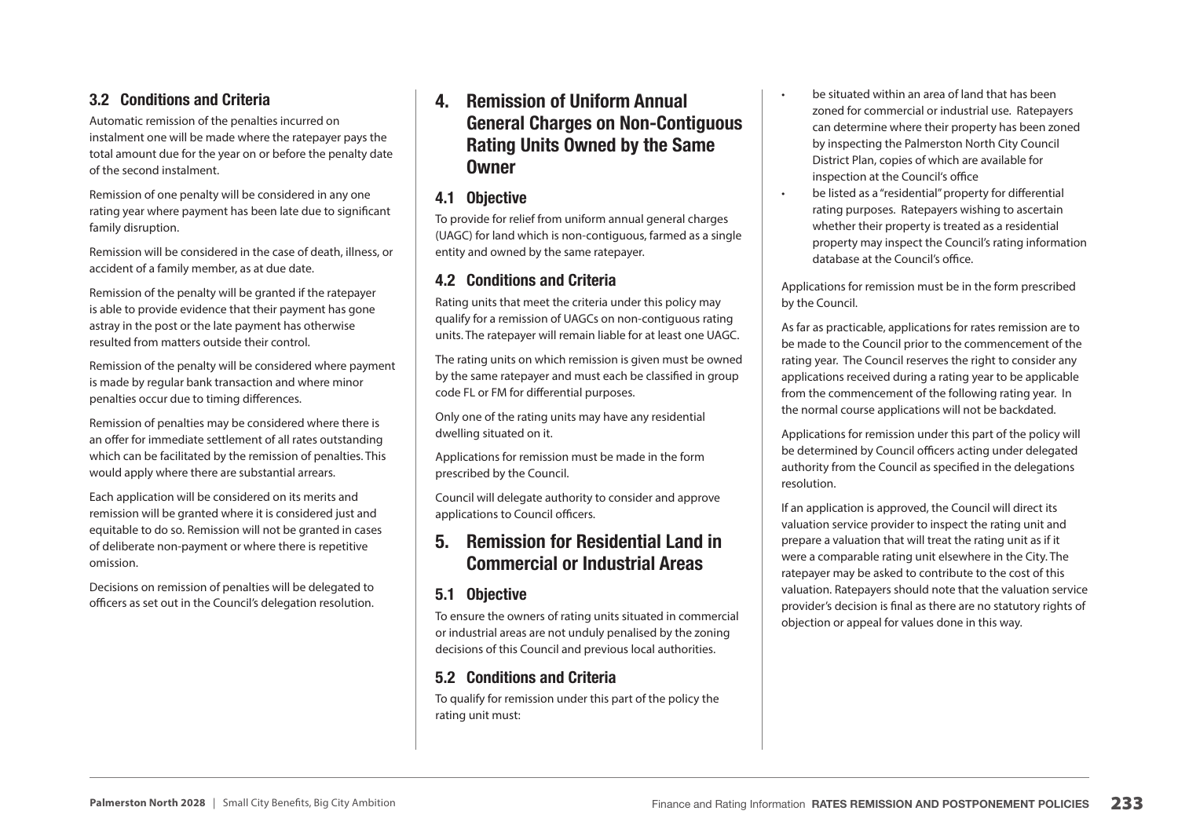### 3.2 Conditions and Criteria

Automatic remission of the penalties incurred on instalment one will be made where the ratepayer pays the total amount due for the year on or before the penalty date of the second instalment.

Remission of one penalty will be considered in any one rating year where payment has been late due to significant family disruption.

Remission will be considered in the case of death, illness, or accident of a family member, as at due date.

Remission of the penalty will be granted if the ratepayer is able to provide evidence that their payment has gone astray in the post or the late payment has otherwise resulted from matters outside their control.

Remission of the penalty will be considered where payment is made by regular bank transaction and where minor penalties occur due to timing differences.

Remission of penalties may be considered where there is an offer for immediate settlement of all rates outstanding which can be facilitated by the remission of penalties. This would apply where there are substantial arrears.

Each application will be considered on its merits and remission will be granted where it is considered just and equitable to do so. Remission will not be granted in cases of deliberate non-payment or where there is repetitive omission.

Decisions on remission of penalties will be delegated to officers as set out in the Council's delegation resolution.

## 4. Remission of Uniform Annual General Charges on Non-Contiguous Rating Units Owned by the Same Owner

### 4.1 Objective

To provide for relief from uniform annual general charges (UAGC) for land which is non-contiguous, farmed as a single entity and owned by the same ratepayer.

### 4.2 Conditions and Criteria

Rating units that meet the criteria under this policy may qualify for a remission of UAGCs on non-contiguous rating units. The ratepayer will remain liable for at least one UAGC.

The rating units on which remission is given must be owned by the same ratepayer and must each be classified in group code FL or FM for differential purposes.

Only one of the rating units may have any residential dwelling situated on it.

Applications for remission must be made in the form prescribed by the Council.

Council will delegate authority to consider and approve applications to Council officers.

## 5. Remission for Residential Land in Commercial or Industrial Areas

### 5.1 Objective

To ensure the owners of rating units situated in commercial or industrial areas are not unduly penalised by the zoning decisions of this Council and previous local authorities.

### 5.2 Conditions and Criteria

To qualify for remission under this part of the policy the rating unit must:

- be situated within an area of land that has been zoned for commercial or industrial use. Ratepayers can determine where their property has been zoned by inspecting the Palmerston North City Council District Plan, copies of which are available for inspection at the Council's office
- be listed as a "residential" property for differential rating purposes. Ratepayers wishing to ascertain whether their property is treated as a residential property may inspect the Council's rating information database at the Council's office.

Applications for remission must be in the form prescribed by the Council.

As far as practicable, applications for rates remission are to be made to the Council prior to the commencement of the rating year. The Council reserves the right to consider any applications received during a rating year to be applicable from the commencement of the following rating year. In the normal course applications will not be backdated.

Applications for remission under this part of the policy will be determined by Council officers acting under delegated authority from the Council as specified in the delegations resolution.

If an application is approved, the Council will direct its valuation service provider to inspect the rating unit and prepare a valuation that will treat the rating unit as if it were a comparable rating unit elsewhere in the City. The ratepayer may be asked to contribute to the cost of this valuation. Ratepayers should note that the valuation service provider's decision is final as there are no statutory rights of objection or appeal for values done in this way.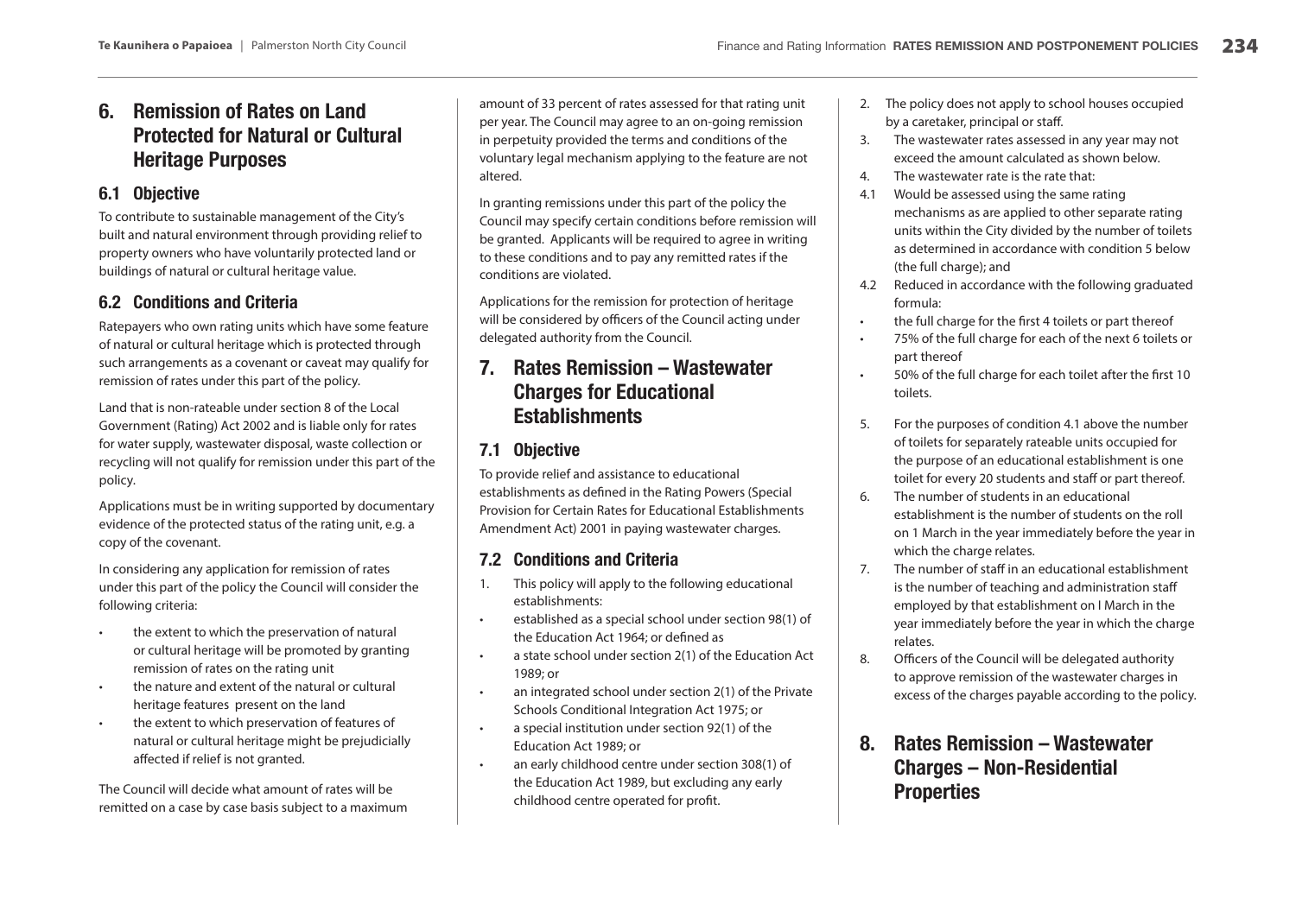## 6. Remission of Rates on Land Protected for Natural or Cultural Heritage Purposes

### 6.1 Objective

To contribute to sustainable management of the City's built and natural environment through providing relief to property owners who have voluntarily protected land or buildings of natural or cultural heritage value.

### 6.2 Conditions and Criteria

Ratepayers who own rating units which have some feature of natural or cultural heritage which is protected through such arrangements as a covenant or caveat may qualify for remission of rates under this part of the policy.

Land that is non-rateable under section 8 of the Local Government (Rating) Act 2002 and is liable only for rates for water supply, wastewater disposal, waste collection or recycling will not qualify for remission under this part of the policy.

Applications must be in writing supported by documentary evidence of the protected status of the rating unit, e.g. a copy of the covenant.

In considering any application for remission of rates under this part of the policy the Council will consider the following criteria:

- the extent to which the preservation of natural or cultural heritage will be promoted by granting remission of rates on the rating unit
- the nature and extent of the natural or cultural heritage features present on the land
- the extent to which preservation of features of natural or cultural heritage might be prejudicially affected if relief is not granted.

The Council will decide what amount of rates will be remitted on a case by case basis subject to a maximum amount of 33 percent of rates assessed for that rating unit per year. The Council may agree to an on-going remission in perpetuity provided the terms and conditions of the voluntary legal mechanism applying to the feature are not altered.

In granting remissions under this part of the policy the Council may specify certain conditions before remission will be granted. Applicants will be required to agree in writing to these conditions and to pay any remitted rates if the conditions are violated.

Applications for the remission for protection of heritage will be considered by officers of the Council acting under delegated authority from the Council.

## 7. Rates Remission – Wastewater Charges for Educational Establishments

### 7.1 Objective

To provide relief and assistance to educational establishments as defined in the Rating Powers (Special Provision for Certain Rates for Educational Establishments Amendment Act) 2001 in paying wastewater charges.

### 7.2 Conditions and Criteria

1. This policy will apply to the following educational establishments:
   - established as a special school under section 98(1) of the Education Act 1964; or defined as
   - a state school under section 2(1) of the Education Act 1989; or
   - an integrated school under section 2(1) of the Private Schools Conditional Integration Act 1975; or
   - a special institution under section 92(1) of the Education Act 1989; or
   - an early childhood centre under section 308(1) of the Education Act 1989, but excluding any early childhood centre operated for profit.
2. The policy does not apply to school houses occupied by a caretaker, principal or staff.
3. The wastewater rates assessed in any year may not exceed the amount calculated as shown below.
4. The wastewater rate is the rate that:

4.1 Would be assessed using the same rating mechanisms as are applied to other separate rating units within the City divided by the number of toilets as determined in accordance with condition 5 below (the full charge); and

4.2 Reduced in accordance with the following graduated formula:

- the full charge for the first 4 toilets or part thereof
- 75% of the full charge for each of the next 6 toilets or part thereof
- 50% of the full charge for each toilet after the first 10 toilets.

5. For the purposes of condition 4.1 above the number of toilets for separately rateable units occupied for the purpose of an educational establishment is one toilet for every 20 students and staff or part thereof.
6. The number of students in an educational establishment is the number of students on the roll on 1 March in the year immediately before the year in which the charge relates.
7. The number of staff in an educational establishment is the number of teaching and administration staff employed by that establishment on I March in the year immediately before the year in which the charge relates.
8. Officers of the Council will be delegated authority to approve remission of the wastewater charges in excess of the charges payable according to the policy.

## 8. Rates Remission – Wastewater Charges – Non-Residential Properties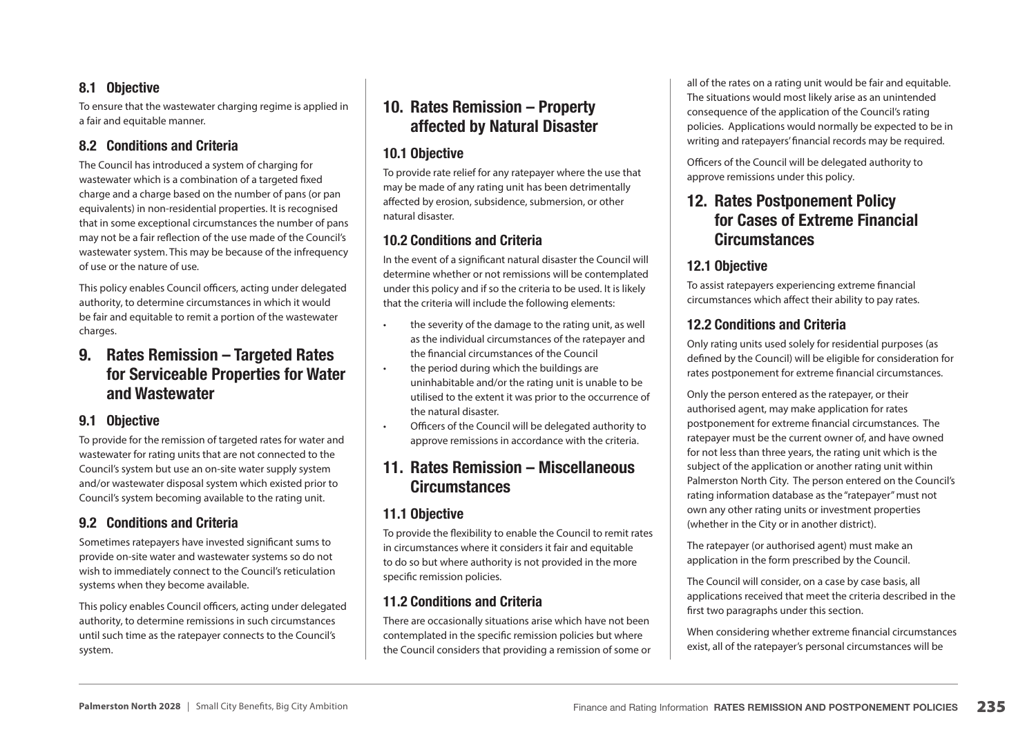### 8.1 Objective

To ensure that the wastewater charging regime is applied in a fair and equitable manner.

### 8.2 Conditions and Criteria

The Council has introduced a system of charging for wastewater which is a combination of a targeted fixed charge and a charge based on the number of pans (or pan equivalents) in non-residential properties. It is recognised that in some exceptional circumstances the number of pans may not be a fair reflection of the use made of the Council's wastewater system. This may be because of the infrequency of use or the nature of use.

This policy enables Council officers, acting under delegated authority, to determine circumstances in which it would be fair and equitable to remit a portion of the wastewater charges.

## 9. Rates Remission – Targeted Rates for Serviceable Properties for Water and Wastewater

### 9.1 Objective

To provide for the remission of targeted rates for water and wastewater for rating units that are not connected to the Council's system but use an on-site water supply system and/or wastewater disposal system which existed prior to Council's system becoming available to the rating unit.

### 9.2 Conditions and Criteria

Sometimes ratepayers have invested significant sums to provide on-site water and wastewater systems so do not wish to immediately connect to the Council's reticulation systems when they become available.

This policy enables Council officers, acting under delegated authority, to determine remissions in such circumstances until such time as the ratepayer connects to the Council's system.

## 10. Rates Remission – Property affected by Natural Disaster

### 10.1 Objective

To provide rate relief for any ratepayer where the use that may be made of any rating unit has been detrimentally affected by erosion, subsidence, submersion, or other natural disaster.

### 10.2 Conditions and Criteria

In the event of a significant natural disaster the Council will determine whether or not remissions will be contemplated under this policy and if so the criteria to be used. It is likely that the criteria will include the following elements:

- the severity of the damage to the rating unit, as well as the individual circumstances of the ratepayer and the financial circumstances of the Council
- the period during which the buildings are uninhabitable and/or the rating unit is unable to be utilised to the extent it was prior to the occurrence of the natural disaster.
- Officers of the Council will be delegated authority to approve remissions in accordance with the criteria.

## 11. Rates Remission – Miscellaneous Circumstances

### 11.1 Objective

To provide the flexibility to enable the Council to remit rates in circumstances where it considers it fair and equitable to do so but where authority is not provided in the more specific remission policies.

### 11.2 Conditions and Criteria

There are occasionally situations arise which have not been contemplated in the specific remission policies but where the Council considers that providing a remission of some or all of the rates on a rating unit would be fair and equitable. The situations would most likely arise as an unintended consequence of the application of the Council's rating policies. Applications would normally be expected to be in writing and ratepayers' financial records may be required.

Officers of the Council will be delegated authority to approve remissions under this policy.

## 12. Rates Postponement Policy for Cases of Extreme Financial Circumstances

### 12.1 Objective

To assist ratepayers experiencing extreme financial circumstances which affect their ability to pay rates.

### 12.2 Conditions and Criteria

Only rating units used solely for residential purposes (as defined by the Council) will be eligible for consideration for rates postponement for extreme financial circumstances.

Only the person entered as the ratepayer, or their authorised agent, may make application for rates postponement for extreme financial circumstances. The ratepayer must be the current owner of, and have owned for not less than three years, the rating unit which is the subject of the application or another rating unit within Palmerston North City. The person entered on the Council's rating information database as the "ratepayer" must not own any other rating units or investment properties (whether in the City or in another district).

The ratepayer (or authorised agent) must make an application in the form prescribed by the Council.

The Council will consider, on a case by case basis, all applications received that meet the criteria described in the first two paragraphs under this section.

When considering whether extreme financial circumstances exist, all of the ratepayer's personal circumstances will be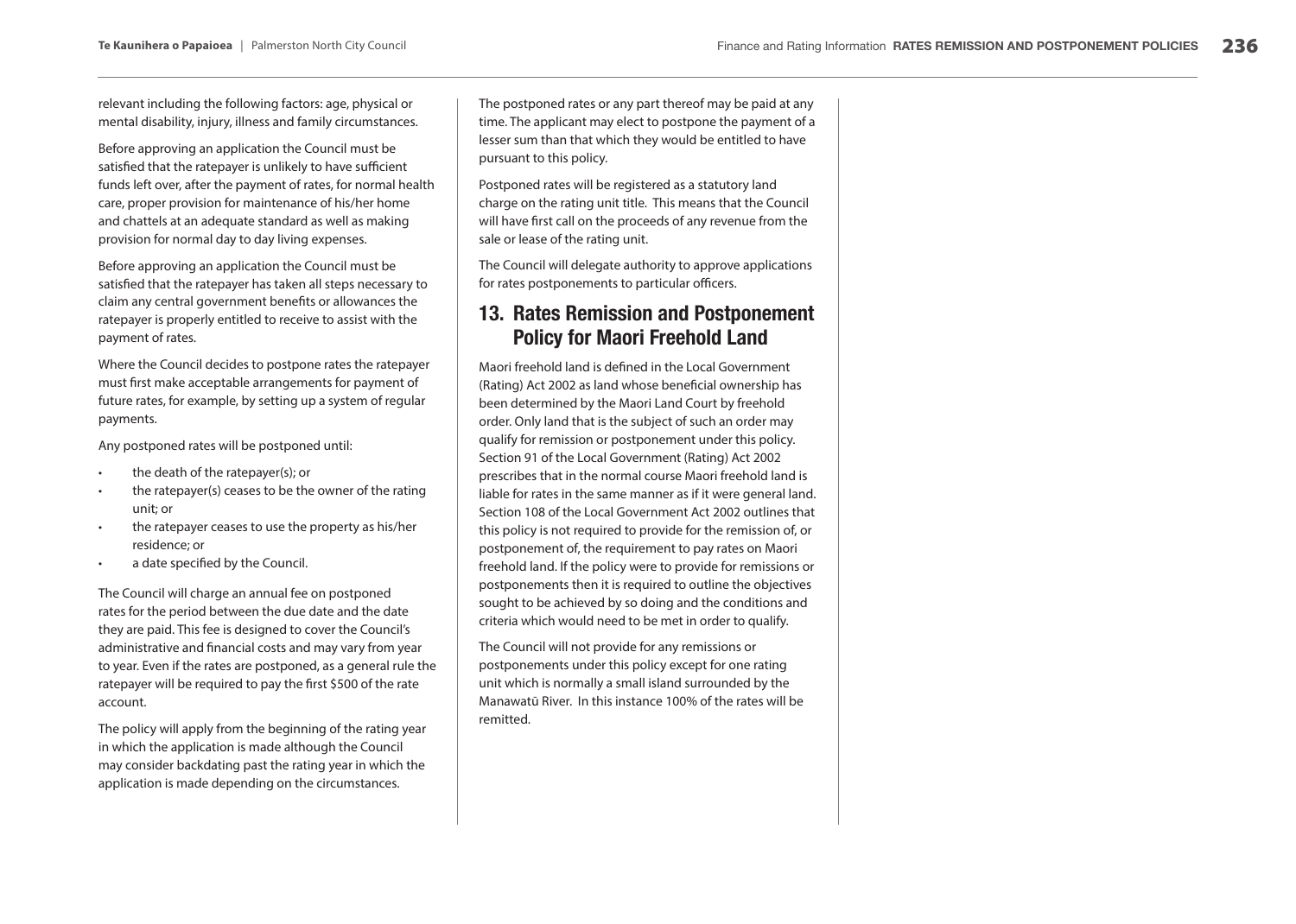relevant including the following factors: age, physical or mental disability, injury, illness and family circumstances.

Before approving an application the Council must be satisfied that the ratepayer is unlikely to have sufficient funds left over, after the payment of rates, for normal health care, proper provision for maintenance of his/her home and chattels at an adequate standard as well as making provision for normal day to day living expenses.

Before approving an application the Council must be satisfied that the ratepayer has taken all steps necessary to claim any central government benefits or allowances the ratepayer is properly entitled to receive to assist with the payment of rates.

Where the Council decides to postpone rates the ratepayer must first make acceptable arrangements for payment of future rates, for example, by setting up a system of regular payments.

Any postponed rates will be postponed until:

- the death of the ratepayer(s); or
- the ratepayer(s) ceases to be the owner of the rating unit; or
- the ratepayer ceases to use the property as his/her residence; or
- a date specified by the Council.

The Council will charge an annual fee on postponed rates for the period between the due date and the date they are paid. This fee is designed to cover the Council's administrative and financial costs and may vary from year to year. Even if the rates are postponed, as a general rule the ratepayer will be required to pay the first $500 of the rate account.

The policy will apply from the beginning of the rating year in which the application is made although the Council may consider backdating past the rating year in which the application is made depending on the circumstances.

The postponed rates or any part thereof may be paid at any time. The applicant may elect to postpone the payment of a lesser sum than that which they would be entitled to have pursuant to this policy.

Postponed rates will be registered as a statutory land charge on the rating unit title. This means that the Council will have first call on the proceeds of any revenue from the sale or lease of the rating unit.

The Council will delegate authority to approve applications for rates postponements to particular officers.

## 13. Rates Remission and Postponement Policy for Maori Freehold Land

Maori freehold land is defined in the Local Government (Rating) Act 2002 as land whose beneficial ownership has been determined by the Maori Land Court by freehold order. Only land that is the subject of such an order may qualify for remission or postponement under this policy. Section 91 of the Local Government (Rating) Act 2002 prescribes that in the normal course Maori freehold land is liable for rates in the same manner as if it were general land. Section 108 of the Local Government Act 2002 outlines that this policy is not required to provide for the remission of, or postponement of, the requirement to pay rates on Maori freehold land. If the policy were to provide for remissions or postponements then it is required to outline the objectives sought to be achieved by so doing and the conditions and criteria which would need to be met in order to qualify.

The Council will not provide for any remissions or postponements under this policy except for one rating unit which is normally a small island surrounded by the Manawatū River. In this instance 100% of the rates will be remitted.